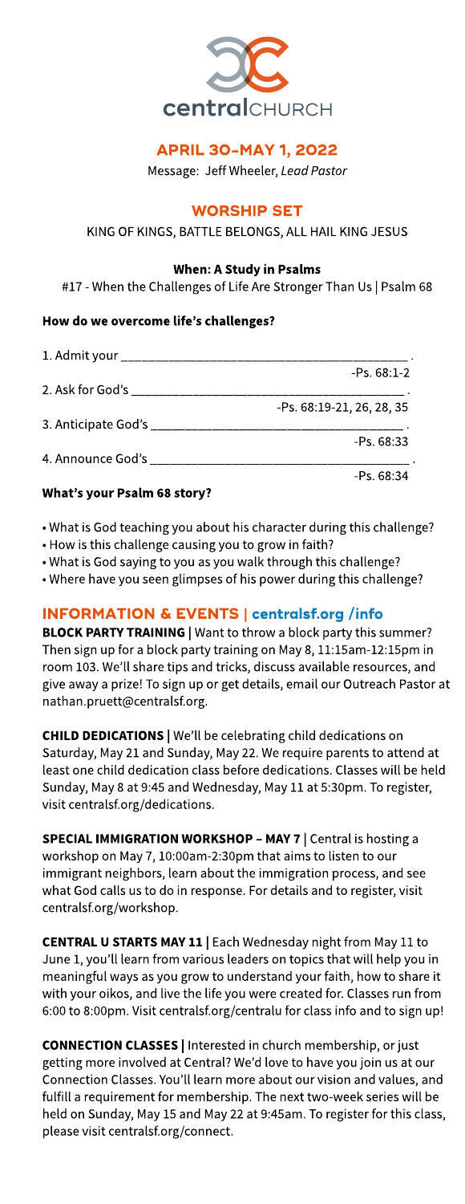centralCHURCH

## APRIL 30-MAY 1, 2022

Message: Jeff Wheeler, *Lead Pastor*

## WORSHIP SET

KING OF KINGS, BATTLE BELONGS, ALL HAIL KING JESUS

### When: A Study in Psalms

#17 - When the Challenges of Life Are Stronger Than Us | Psalm 68

### How do we overcome life's challenges?

1. Admit your ________________________________________ .
   -Ps. 68:1-2
2. Ask for God's ________________________________________ .
   -Ps. 68:19-21, 26, 28, 35
3. Anticipate God's ________________________________________ .
   -Ps. 68:33
4. Announce God's ________________________________________ .
   -Ps. 68:34

### What's your Psalm 68 story?

- What is God teaching you about his character during this challenge?
- How is this challenge causing you to grow in faith?
- What is God saying to you as you walk through this challenge?
- Where have you seen glimpses of his power during this challenge?

## INFORMATION & EVENTS | centralsf.org /info

**BLOCK PARTY TRAINING |** Want to throw a block party this summer? Then sign up for a block party training on May 8, 11:15am-12:15pm in room 103. We'll share tips and tricks, discuss available resources, and give away a prize! To sign up or get details, email our Outreach Pastor at nathan.pruett@centralsf.org.

**CHILD DEDICATIONS |** We'll be celebrating child dedications on Saturday, May 21 and Sunday, May 22. We require parents to attend at least one child dedication class before dedications. Classes will be held Sunday, May 8 at 9:45 and Wednesday, May 11 at 5:30pm. To register, visit centralsf.org/dedications.

**SPECIAL IMMIGRATION WORKSHOP – MAY 7 |** Central is hosting a workshop on May 7, 10:00am-2:30pm that aims to listen to our immigrant neighbors, learn about the immigration process, and see what God calls us to do in response. For details and to register, visit centralsf.org/workshop.

**CENTRAL U STARTS MAY 11 |** Each Wednesday night from May 11 to June 1, you'll learn from various leaders on topics that will help you in meaningful ways as you grow to understand your faith, how to share it with your oikos, and live the life you were created for. Classes run from 6:00 to 8:00pm. Visit centralsf.org/centralu for class info and to sign up!

**CONNECTION CLASSES |** Interested in church membership, or just getting more involved at Central? We'd love to have you join us at our Connection Classes. You'll learn more about our vision and values, and fulfill a requirement for membership. The next two-week series will be held on Sunday, May 15 and May 22 at 9:45am. To register for this class, please visit centralsf.org/connect.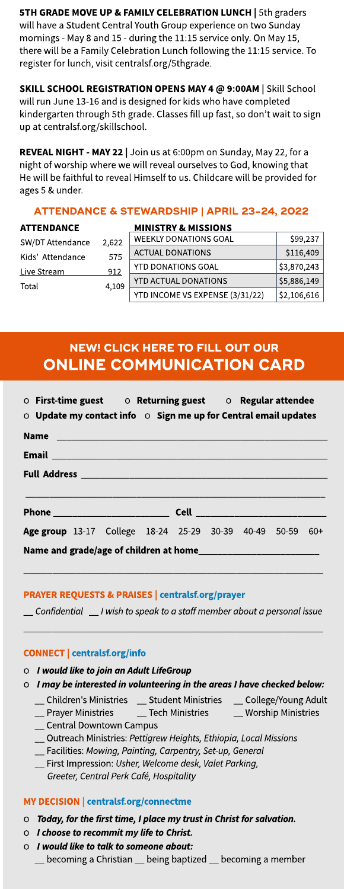**5TH GRADE MOVE UP & FAMILY CELEBRATION LUNCH** | 5th graders will have a Student Central Youth Group experience on two Sunday mornings - May 8 and 15 - during the 11:15 service only. On May 15, there will be a Family Celebration Lunch following the 11:15 service. To register for lunch, visit centralsf.org/5thgrade.

**SKILL SCHOOL REGISTRATION OPENS MAY 4 @ 9:00AM** | Skill School will run June 13-16 and is designed for kids who have completed kindergarten through 5th grade. Classes fill up fast, so don't wait to sign up at centralsf.org/skillschool.

**REVEAL NIGHT - MAY 22** | Join us at 6:00pm on Sunday, May 22, for a night of worship where we will reveal ourselves to God, knowing that He will be faithful to reveal Himself to us. Childcare will be provided for ages 5 & under.

## ATTENDANCE & STEWARDSHIP | APRIL 23-24, 2022

**ATTENDANCE**

| | |
|---|---|
| SW/DT Attendance | 2,622 |
| Kids' Attendance | 575 |
| Live Stream | 912 |
| Total | 4,109 |

**MINISTRY & MISSIONS**

| | |
|---|---|
| WEEKLY DONATIONS GOAL | $99,237 |
| ACTUAL DONATIONS | $116,409 |
| YTD DONATIONS GOAL | $3,870,243 |
| YTD ACTUAL DONATIONS | $5,886,149 |
| YTD INCOME VS EXPENSE (3/31/22) | $2,106,616 |

## NEW! CLICK HERE TO FILL OUT OUR ONLINE COMMUNICATION CARD

○ **First-time guest** ○ **Returning guest** ○ **Regular attendee**
○ **Update my contact info** ○ **Sign me up for Central email updates**

**Name** ____________________________________________

**Email** ____________________________________________

**Full Address** ______________________________________

____________________________________________________

**Phone** ____________________ **Cell** ____________________

**Age group** 13-17 College 18-24 25-29 30-39 40-49 50-59 60+

**Name and grade/age of children at home**____________________

____________________________________________________

**PRAYER REQUESTS & PRAISES | centralsf.org/prayer**

__ *Confidential* __ *I wish to speak to a staff member about a personal issue*

____________________________________________________

**CONNECT | centralsf.org/info**

○ ***I would like to join an Adult LifeGroup***
○ ***I may be interested in volunteering in the areas I have checked below:***
- __ Children's Ministries __ Student Ministries __ College/Young Adult
- __ Prayer Ministries __ Tech Ministries __ Worship Ministries
- __ Central Downtown Campus
- __ Outreach Ministries: *Pettigrew Heights, Ethiopia, Local Missions*
- __ Facilities: *Mowing, Painting, Carpentry, Set-up, General*
- __ First Impression: *Usher, Welcome desk, Valet Parking, Greeter, Central Perk Café, Hospitality*

**MY DECISION | centralsf.org/connectme**

○ ***Today, for the first time, I place my trust in Christ for salvation.***
○ ***I choose to recommit my life to Christ.***
○ ***I would like to talk to someone about:***
__ becoming a Christian __ being baptized __ becoming a member